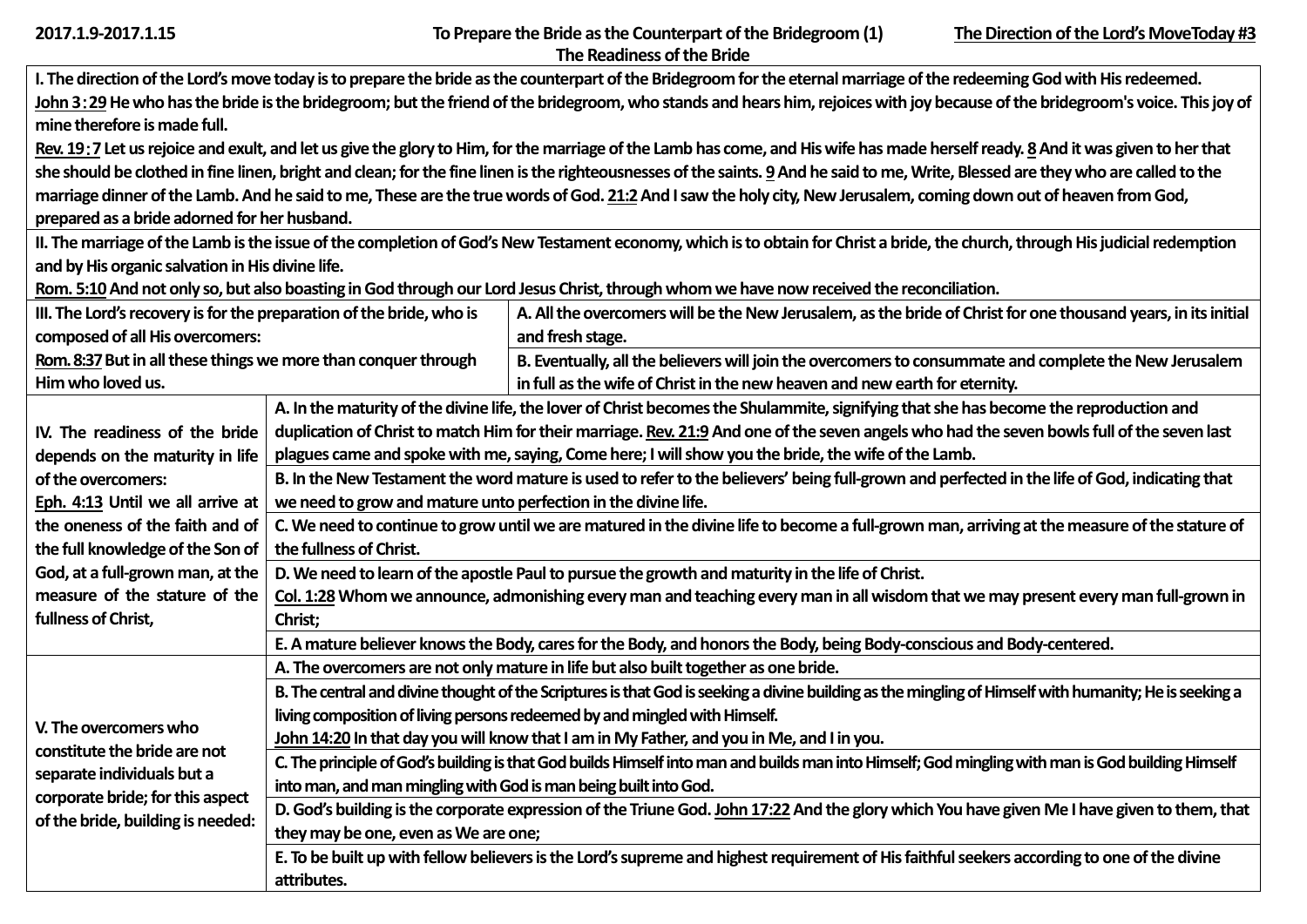**2017.1.9-2017.1.15** — **To Prepare the Bride as the Counterpart of the Bridegroom (1)** — **The Direction of the Lord's MoveToday #3**

## The Readiness of the Bride

**I. The direction of the Lord's move today is to prepare the bride as the counterpart of the Bridegroom for the eternal marriage of the redeeming God with His redeemed.**

**John 3:29** He who has the bride is the bridegroom; but the friend of the bridegroom, who stands and hears him, rejoices with joy because of the bridegroom's voice. This joy of mine therefore is made full.

**Rev. 19:7** Let us rejoice and exult, and let us give the glory to Him, for the marriage of the Lamb has come, and His wife has made herself ready. **8** And it was given to her that she should be clothed in fine linen, bright and clean; for the fine linen is the righteousnesses of the saints. **9** And he said to me, Write, Blessed are they who are called to the marriage dinner of the Lamb. And he said to me, These are the true words of God. **21:2** And I saw the holy city, New Jerusalem, coming down out of heaven from God, prepared as a bride adorned for her husband.

**II. The marriage of the Lamb is the issue of the completion of God's New Testament economy, which is to obtain for Christ a bride, the church, through His judicial redemption and by His organic salvation in His divine life.**

**Rom. 5:10** And not only so, but also boasting in God through our Lord Jesus Christ, through whom we have now received the reconciliation.

**III. The Lord's recovery is for the preparation of the bride, who is composed of all His overcomers:**

**Rom. 8:37** But in all these things we more than conquer through Him who loved us.

- A. All the overcomers will be the New Jerusalem, as the bride of Christ for one thousand years, in its initial and fresh stage.
- B. Eventually, all the believers will join the overcomers to consummate and complete the New Jerusalem in full as the wife of Christ in the new heaven and new earth for eternity.

**IV. The readiness of the bride depends on the maturity in life of the overcomers:**

**Eph. 4:13** Until we all arrive at the oneness of the faith and of the full knowledge of the Son of God, at a full-grown man, at the measure of the stature of the fullness of Christ,

- A. In the maturity of the divine life, the lover of Christ becomes the Shulammite, signifying that she has become the reproduction and duplication of Christ to match Him for their marriage. **Rev. 21:9** And one of the seven angels who had the seven bowls full of the seven last plagues came and spoke with me, saying, Come here; I will show you the bride, the wife of the Lamb.
- B. In the New Testament the word mature is used to refer to the believers' being full-grown and perfected in the life of God, indicating that we need to grow and mature unto perfection in the divine life.
- C. We need to continue to grow until we are matured in the divine life to become a full-grown man, arriving at the measure of the stature of the fullness of Christ.
- D. We need to learn of the apostle Paul to pursue the growth and maturity in the life of Christ.
  **Col. 1:28** Whom we announce, admonishing every man and teaching every man in all wisdom that we may present every man full-grown in Christ;
- E. A mature believer knows the Body, cares for the Body, and honors the Body, being Body-conscious and Body-centered.

**V. The overcomers who constitute the bride are not separate individuals but a corporate bride; for this aspect of the bride, building is needed:**

- A. The overcomers are not only mature in life but also built together as one bride.
- B. The central and divine thought of the Scriptures is that God is seeking a divine building as the mingling of Himself with humanity; He is seeking a living composition of living persons redeemed by and mingled with Himself.
  **John 14:20** In that day you will know that I am in My Father, and you in Me, and I in you.
- C. The principle of God's building is that God builds Himself into man and builds man into Himself; God mingling with man is God building Himself into man, and man mingling with God is man being built into God.
- D. God's building is the corporate expression of the Triune God. **John 17:22** And the glory which You have given Me I have given to them, that they may be one, even as We are one;
- E. To be built up with fellow believers is the Lord's supreme and highest requirement of His faithful seekers according to one of the divine attributes.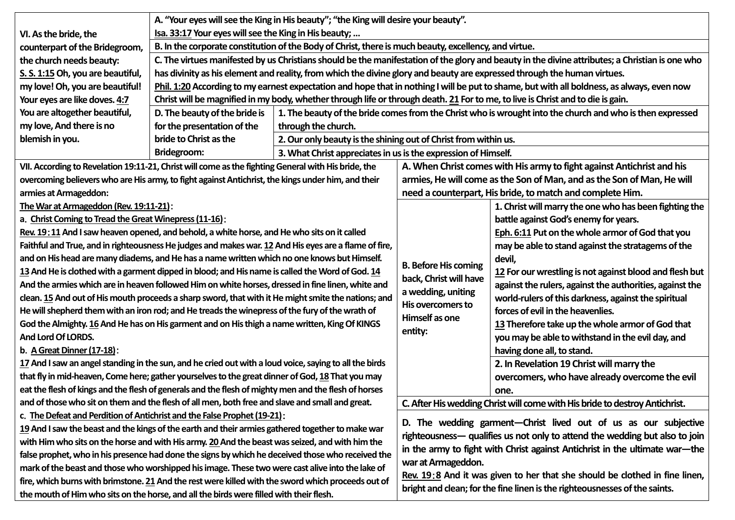| VI. As the bride, the counterpart of the Bridegroom, the church needs beauty: S. S. 1:15 Oh, you are beautiful, my love! Oh, you are beautiful! Your eyes are like doves. 4:7 You are altogether beautiful, my love, And there is no blemish in you. | A. "Your eyes will see the King in His beauty"; "the King will desire your beauty". Isa. 33:17 Your eyes will see the King in His beauty; … | |
|---|---|---|
| | B. In the corporate constitution of the Body of Christ, there is much beauty, excellency, and virtue. | |
| | C. The virtues manifested by us Christians should be the manifestation of the glory and beauty in the divine attributes; a Christian is one who has divinity as his element and reality, from which the divine glory and beauty are expressed through the human virtues. Phil. 1:20 According to my earnest expectation and hope that in nothing I will be put to shame, but with all boldness, as always, even now Christ will be magnified in my body, whether through life or through death. 21 For to me, to live is Christ and to die is gain. | |
| | D. The beauty of the bride is for the presentation of the bride to Christ as the Bridegroom: | 1. The beauty of the bride comes from the Christ who is wrought into the church and who is then expressed through the church. |
| | | 2. Our only beauty is the shining out of Christ from within us. |
| | | 3. What Christ appreciates in us is the expression of Himself. |

| VII. According to Revelation 19:11-21, Christ will come as the fighting General with His bride, the overcoming believers who are His army, to fight against Antichrist, the kings under him, and their armies at Armageddon: | A. When Christ comes with His army to fight against Antichrist and his armies, He will come as the Son of Man, and as the Son of Man, He will need a counterpart, His bride, to match and complete Him. | |
|---|---|---|
| **The War at Armageddon (Rev. 19:11-21):** a. Christ Coming to Tread the Great Winepress (11-16): Rev. 19:11 And I saw heaven opened, and behold, a white horse, and He who sits on it called Faithful and True, and in righteousness He judges and makes war. 12 And His eyes are a flame of fire, and on His head are many diadems, and He has a name written which no one knows but Himself. 13 And He is clothed with a garment dipped in blood; and His name is called the Word of God. 14 And the armies which are in heaven followed Him on white horses, dressed in fine linen, white and clean. 15 And out of His mouth proceeds a sharp sword, that with it He might smite the nations; and He will shepherd them with an iron rod; and He treads the winepress of the fury of the wrath of God the Almighty. 16 And He has on His garment and on His thigh a name written, King Of KINGS And Lord Of LORDS. | B. Before His coming back, Christ will have a wedding, uniting His overcomers to Himself as one entity: | 1. Christ will marry the one who has been fighting the battle against God's enemy for years. Eph. 6:11 Put on the whole armor of God that you may be able to stand against the stratagems of the devil, 12 For our wrestling is not against blood and flesh but against the rulers, against the authorities, against the world-rulers of this darkness, against the spiritual forces of evil in the heavenlies. 13 Therefore take up the whole armor of God that you may be able to withstand in the evil day, and having done all, to stand. |
| b. A Great Dinner (17-18): 17 And I saw an angel standing in the sun, and he cried out with a loud voice, saying to all the birds that fly in mid-heaven, Come here; gather yourselves to the great dinner of God, 18 That you may eat the flesh of kings and the flesh of generals and the flesh of mighty men and the flesh of horses and of those who sit on them and the flesh of all men, both free and slave and small and great. | | 2. In Revelation 19 Christ will marry the overcomers, who have already overcome the evil one. |
| | C. After His wedding Christ will come with His bride to destroy Antichrist. | |
| c. The Defeat and Perdition of Antichrist and the False Prophet (19-21): 19 And I saw the beast and the kings of the earth and their armies gathered together to make war with Him who sits on the horse and with His army. 20 And the beast was seized, and with him the false prophet, who in his presence had done the signs by which he deceived those who received the mark of the beast and those who worshipped his image. These two were cast alive into the lake of fire, which burns with brimstone. 21 And the rest were killed with the sword which proceeds out of the mouth of Him who sits on the horse, and all the birds were filled with their flesh. | D. The wedding garment—Christ lived out of us as our subjective righteousness— qualifies us not only to attend the wedding but also to join in the army to fight with Christ against Antichrist in the ultimate war—the war at Armageddon. Rev. 19:8 And it was given to her that she should be clothed in fine linen, bright and clean; for the fine linen is the righteousnesses of the saints. | |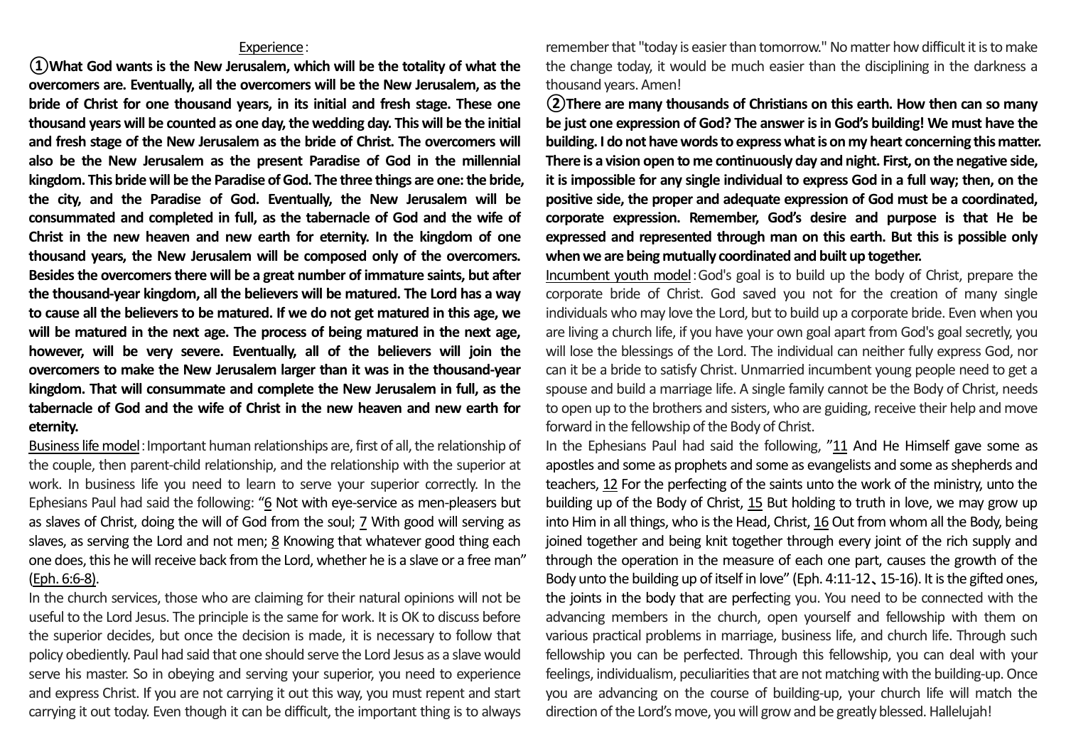Experience：

**①What God wants is the New Jerusalem, which will be the totality of what the overcomers are. Eventually, all the overcomers will be the New Jerusalem, as the bride of Christ for one thousand years, in its initial and fresh stage. These one thousand years will be counted as one day, the wedding day. This will be the initial and fresh stage of the New Jerusalem as the bride of Christ. The overcomers will also be the New Jerusalem as the present Paradise of God in the millennial kingdom. This bride will be the Paradise of God. The three things are one: the bride, the city, and the Paradise of God. Eventually, the New Jerusalem will be consummated and completed in full, as the tabernacle of God and the wife of Christ in the new heaven and new earth for eternity. In the kingdom of one thousand years, the New Jerusalem will be composed only of the overcomers. Besides the overcomers there will be a great number of immature saints, but after the thousand-year kingdom, all the believers will be matured. The Lord has a way to cause all the believers to be matured. If we do not get matured in this age, we will be matured in the next age. The process of being matured in the next age, however, will be very severe. Eventually, all of the believers will join the overcomers to make the New Jerusalem larger than it was in the thousand-year kingdom. That will consummate and complete the New Jerusalem in full, as the tabernacle of God and the wife of Christ in the new heaven and new earth for eternity.**

Business life model：Important human relationships are, first of all, the relationship of the couple, then parent-child relationship, and the relationship with the superior at work. In business life you need to learn to serve your superior correctly. In the Ephesians Paul had said the following: "6 Not with eye-service as men-pleasers but as slaves of Christ, doing the will of God from the soul; 7 With good will serving as slaves, as serving the Lord and not men; 8 Knowing that whatever good thing each one does, this he will receive back from the Lord, whether he is a slave or a free man" (Eph. 6:6-8).

In the church services, those who are claiming for their natural opinions will not be useful to the Lord Jesus. The principle is the same for work. It is OK to discuss before the superior decides, but once the decision is made, it is necessary to follow that policy obediently. Paul had said that one should serve the Lord Jesus as a slave would serve his master. So in obeying and serving your superior, you need to experience and express Christ. If you are not carrying it out this way, you must repent and start carrying it out today. Even though it can be difficult, the important thing is to always remember that "today is easier than tomorrow." No matter how difficult it is to make the change today, it would be much easier than the disciplining in the darkness a thousand years. Amen!

**②There are many thousands of Christians on this earth. How then can so many be just one expression of God? The answer is in God's building! We must have the building. I do not have words to express what is on my heart concerning this matter. There is a vision open to me continuously day and night. First, on the negative side, it is impossible for any single individual to express God in a full way; then, on the positive side, the proper and adequate expression of God must be a coordinated, corporate expression. Remember, God's desire and purpose is that He be expressed and represented through man on this earth. But this is possible only when we are being mutually coordinated and built up together.**

Incumbent youth model：God's goal is to build up the body of Christ, prepare the corporate bride of Christ. God saved you not for the creation of many single individuals who may love the Lord, but to build up a corporate bride. Even when you are living a church life, if you have your own goal apart from God's goal secretly, you will lose the blessings of the Lord. The individual can neither fully express God, nor can it be a bride to satisfy Christ. Unmarried incumbent young people need to get a spouse and build a marriage life. A single family cannot be the Body of Christ, needs to open up to the brothers and sisters, who are guiding, receive their help and move forward in the fellowship of the Body of Christ.

In the Ephesians Paul had said the following, "11 And He Himself gave some as apostles and some as prophets and some as evangelists and some as shepherds and teachers, 12 For the perfecting of the saints unto the work of the ministry, unto the building up of the Body of Christ, 15 But holding to truth in love, we may grow up into Him in all things, who is the Head, Christ, 16 Out from whom all the Body, being joined together and being knit together through every joint of the rich supply and through the operation in the measure of each one part, causes the growth of the Body unto the building up of itself in love" (Eph. 4:11-12、15-16). It is the gifted ones, the joints in the body that are perfecting you. You need to be connected with the advancing members in the church, open yourself and fellowship with them on various practical problems in marriage, business life, and church life. Through such fellowship you can be perfected. Through this fellowship, you can deal with your feelings, individualism, peculiarities that are not matching with the building-up. Once you are advancing on the course of building-up, your church life will match the direction of the Lord's move, you will grow and be greatly blessed. Hallelujah!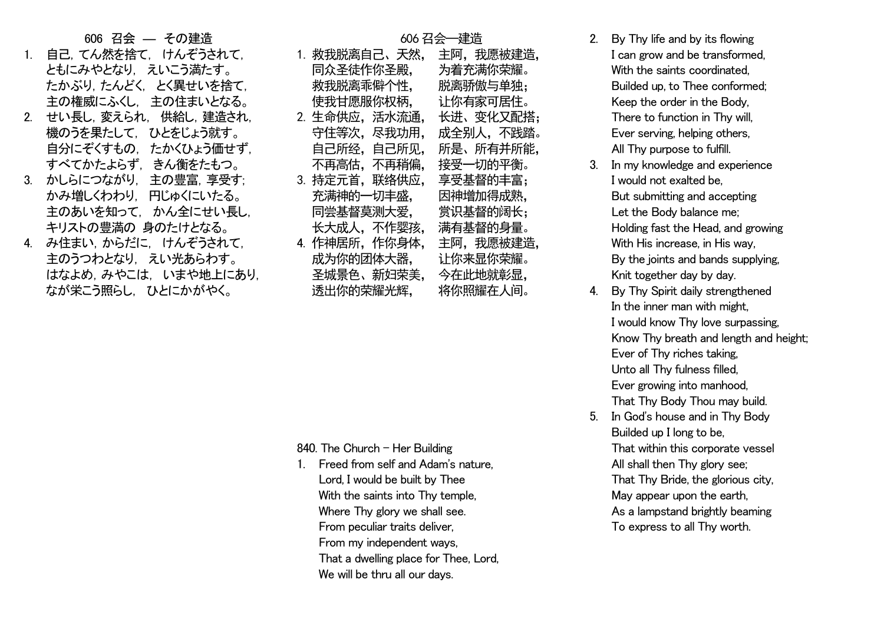## 606 召会 — その建造

1. 自己，てん然を捨て，　けんぞうされて，
   ともにみやとなり，　えいこう満たす。
   たかぶり，たんどく，　とく異せいを捨て，
   主の権威にふくし，　主の住まいとなる。
2. せい長し，変えられ，　供給し，建造され，
   機のうを果たして，　ひとをじょう就す。
   自分にぞくすもの，　たかくひょう価せず，
   すべてかたよらず，　きん衡をたもつ。
3. かしらにつながり，　主の豊富，享受す；
   かみ増しくわわり，　円じゅくにいたる。
   主のあいを知って，　かん全にせい長し，
   キリストの豊満の　身のたけとなる。
4. み住まい，からだに，　けんぞうされて，
   主のうつわとなり，　えい光あらわす。
   はなよめ，みやこは，　いまや地上にあり，
   なが栄こう照らし，　ひとにかがやく。

## 606 召会—建造

1. 救我脱离自己、天然，　主阿，我愿被建造，
   同众圣徒作你圣殿，　为着充满你荣耀。
   救我脱离乖僻个性，　脱离骄傲与单独；
   使我甘愿服你权柄，　让你有家可居住。
2. 生命供应，活水流通，　长进、变化又配搭；
   守住等次，尽我功用，　成全别人，不践踏。
   自己所经，自己所见，　所是、所有并所能，
   不再高估，不再稍偏，　接受一切的平衡。
3. 持定元首，联络供应，　享受基督的丰富；
   充满神的一切丰盛，　因神增加得成熟，
   同尝基督莫测大爱，　赏识基督的阔长；
   长大成人，不作婴孩，　满有基督的身量。
4. 作神居所，作你身体，　主阿，我愿被建造，
   成为你的团体大器，　让你来显你荣耀。
   圣城景色、新妇荣美，　今在此地就彰显，
   透出你的荣耀光辉，　将你照耀在人间。

## 840. The Church – Her Building

1. Freed from self and Adam's nature,
   Lord, I would be built by Thee
   With the saints into Thy temple,
   Where Thy glory we shall see.
   From peculiar traits deliver,
   From my independent ways,
   That a dwelling place for Thee, Lord,
   We will be thru all our days.
2. By Thy life and by its flowing
   I can grow and be transformed,
   With the saints coordinated,
   Builded up, to Thee conformed;
   Keep the order in the Body,
   There to function in Thy will,
   Ever serving, helping others,
   All Thy purpose to fulfill.
3. In my knowledge and experience
   I would not exalted be,
   But submitting and accepting
   Let the Body balance me;
   Holding fast the Head, and growing
   With His increase, in His way,
   By the joints and bands supplying,
   Knit together day by day.
4. By Thy Spirit daily strengthened
   In the inner man with might,
   I would know Thy love surpassing,
   Know Thy breath and length and height;
   Ever of Thy riches taking,
   Unto all Thy fulness filled,
   Ever growing into manhood,
   That Thy Body Thou may build.
5. In God's house and in Thy Body
   Builded up I long to be,
   That within this corporate vessel
   All shall then Thy glory see;
   That Thy Bride, the glorious city,
   May appear upon the earth,
   As a lampstand brightly beaming
   To express to all Thy worth.